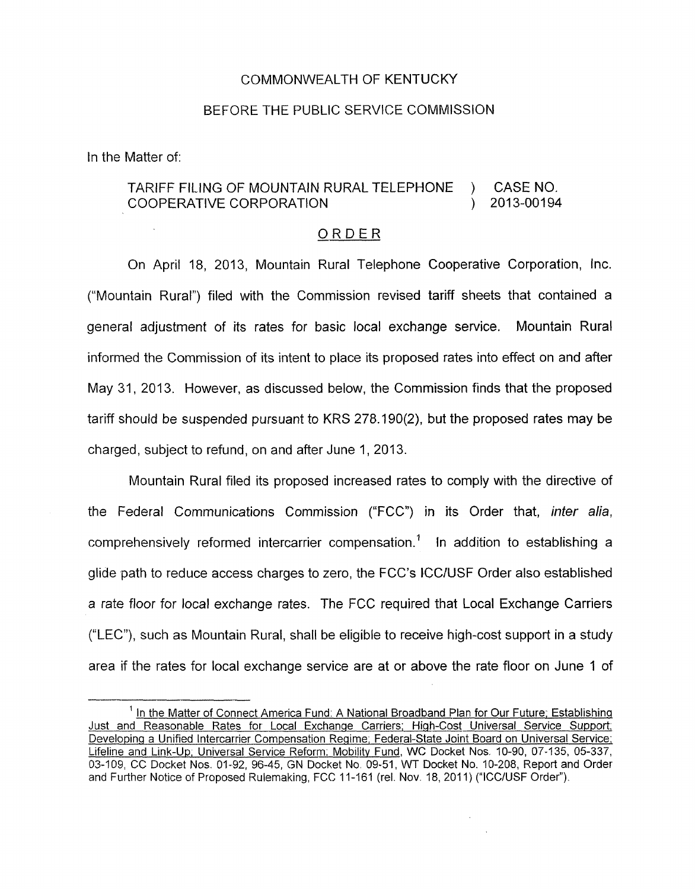COMMONWEALTH OF KENTUCKY

BEFORE THE PUBLIC SERVICE COMMISSION

In the Matter of:

| | | |
|---|---|---|
| TARIFF FILING OF MOUNTAIN RURAL TELEPHONE COOPERATIVE CORPORATION | ) ) | CASE NO. 2013-00194 |

ORDER

On April 18, 2013, Mountain Rural Telephone Cooperative Corporation, Inc. ("Mountain Rural") filed with the Commission revised tariff sheets that contained a general adjustment of its rates for basic local exchange service. Mountain Rural informed the Commission of its intent to place its proposed rates into effect on and after May 31, 2013. However, as discussed below, the Commission finds that the proposed tariff should be suspended pursuant to KRS 278.190(2), but the proposed rates may be charged, subject to refund, on and after June 1, 2013.

Mountain Rural filed its proposed increased rates to comply with the directive of the Federal Communications Commission ("FCC") in its Order that, *inter alia*, comprehensively reformed intercarrier compensation.[1] In addition to establishing a glide path to reduce access charges to zero, the FCC's ICC/USF Order also established a rate floor for local exchange rates. The FCC required that Local Exchange Carriers ("LEC"), such as Mountain Rural, shall be eligible to receive high-cost support in a study area if the rates for local exchange service are at or above the rate floor on June 1 of

[1] In the Matter of Connect America Fund: A National Broadband Plan for Our Future; Establishing Just and Reasonable Rates for Local Exchange Carriers; High-Cost Universal Service Support; Developing a Unified Intercarrier Compensation Regime; Federal-State Joint Board on Universal Service; Lifeline and Link-Up; Universal Service Reform: Mobility Fund, WC Docket Nos. 10-90, 07-135, 05-337, 03-109, CC Docket Nos. 01-92, 96-45, GN Docket No. 09-51, WT Docket No. 10-208, Report and Order and Further Notice of Proposed Rulemaking, FCC 11-161 (rel. Nov. 18, 2011) ("ICC/USF Order").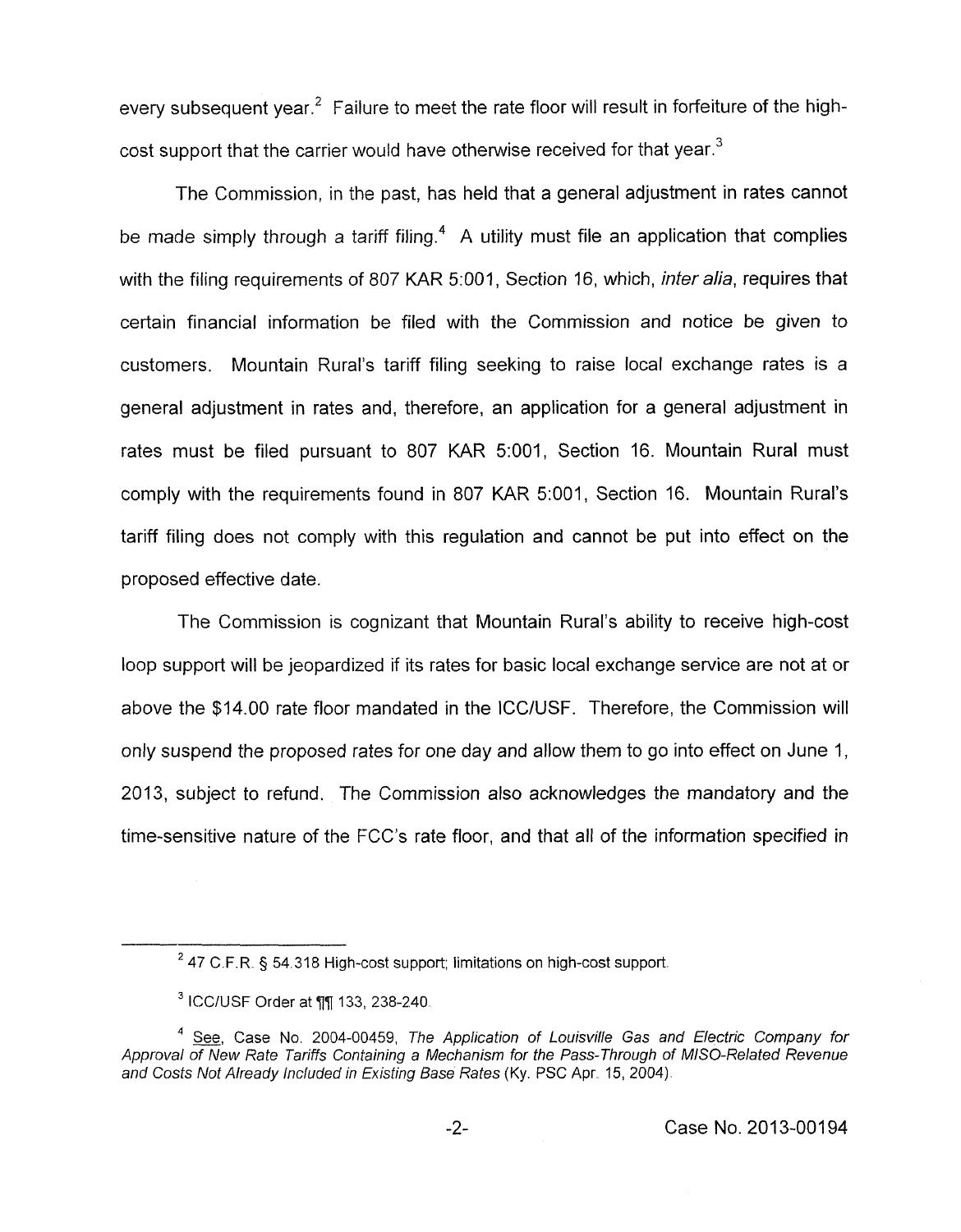every subsequent year.[2] Failure to meet the rate floor will result in forfeiture of the high-cost support that the carrier would have otherwise received for that year.[3]

The Commission, in the past, has held that a general adjustment in rates cannot be made simply through a tariff filing.[4] A utility must file an application that complies with the filing requirements of 807 KAR 5:001, Section 16, which, *inter alia*, requires that certain financial information be filed with the Commission and notice be given to customers. Mountain Rural's tariff filing seeking to raise local exchange rates is a general adjustment in rates and, therefore, an application for a general adjustment in rates must be filed pursuant to 807 KAR 5:001, Section 16. Mountain Rural must comply with the requirements found in 807 KAR 5:001, Section 16. Mountain Rural's tariff filing does not comply with this regulation and cannot be put into effect on the proposed effective date.

The Commission is cognizant that Mountain Rural's ability to receive high-cost loop support will be jeopardized if its rates for basic local exchange service are not at or above the $14.00 rate floor mandated in the ICC/USF. Therefore, the Commission will only suspend the proposed rates for one day and allow them to go into effect on June 1, 2013, subject to refund. The Commission also acknowledges the mandatory and the time-sensitive nature of the FCC's rate floor, and that all of the information specified in

---

[2] 47 C.F.R. § 54.318 High-cost support; limitations on high-cost support.

[3] ICC/USF Order at ¶¶ 133, 238-240.

[4] See, Case No. 2004-00459, *The Application of Louisville Gas and Electric Company for Approval of New Rate Tariffs Containing a Mechanism for the Pass-Through of MISO-Related Revenue and Costs Not Already Included in Existing Base Rates* (Ky. PSC Apr. 15, 2004).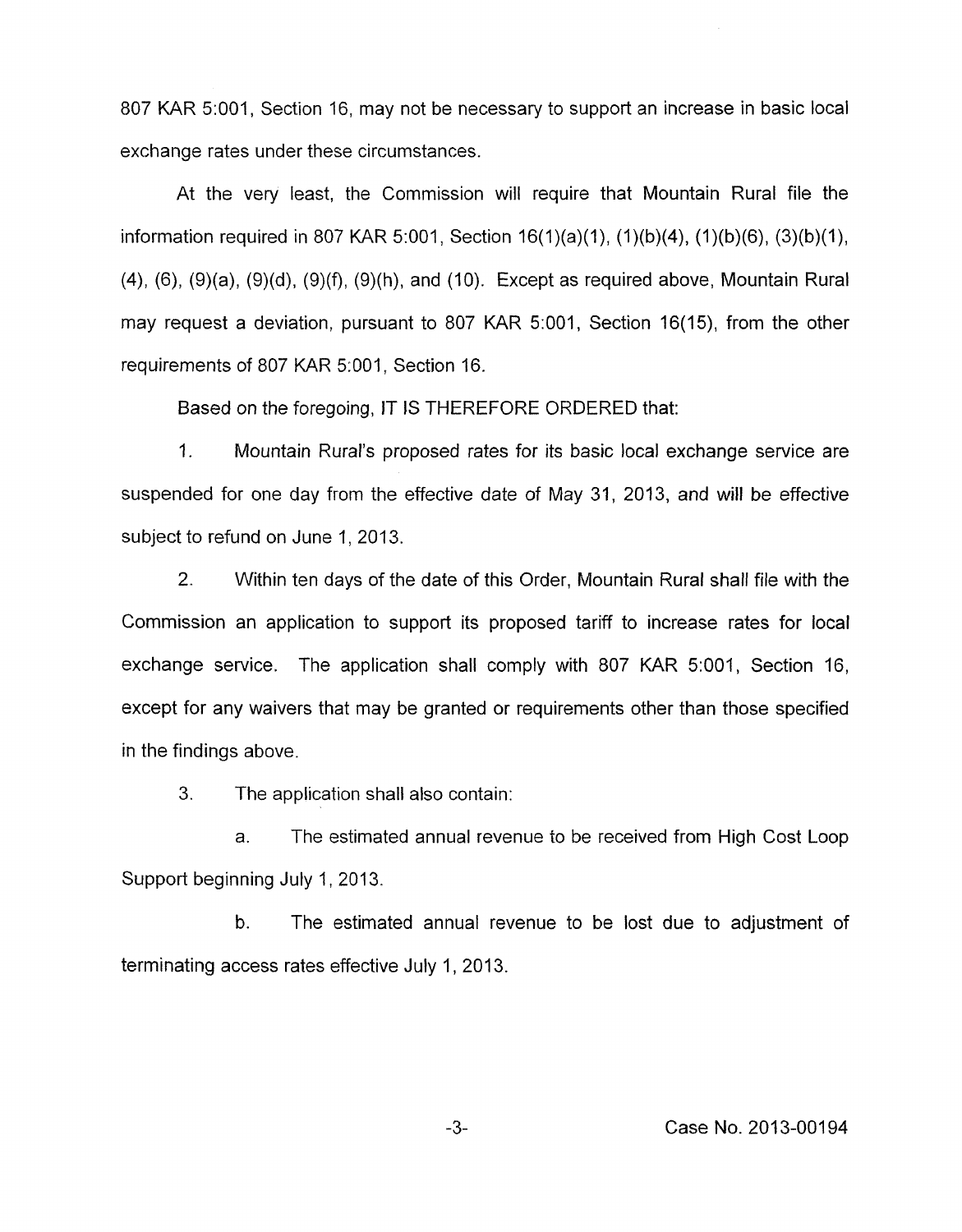807 KAR 5:001, Section 16, may not be necessary to support an increase in basic local exchange rates under these circumstances.

At the very least, the Commission will require that Mountain Rural file the information required in 807 KAR 5:001, Section 16(1)(a)(1), (1)(b)(4), (1)(b)(6), (3)(b)(1), (4), (6), (9)(a), (9)(d), (9)(f), (9)(h), and (10). Except as required above, Mountain Rural may request a deviation, pursuant to 807 KAR 5:001, Section 16(15), from the other requirements of 807 KAR 5:001, Section 16.

Based on the foregoing, IT IS THEREFORE ORDERED that:

1. Mountain Rural's proposed rates for its basic local exchange service are suspended for one day from the effective date of May 31, 2013, and will be effective subject to refund on June 1, 2013.

2. Within ten days of the date of this Order, Mountain Rural shall file with the Commission an application to support its proposed tariff to increase rates for local exchange service. The application shall comply with 807 KAR 5:001, Section 16, except for any waivers that may be granted or requirements other than those specified in the findings above.

3. The application shall also contain:

   a. The estimated annual revenue to be received from High Cost Loop Support beginning July 1, 2013.

   b. The estimated annual revenue to be lost due to adjustment of terminating access rates effective July 1, 2013.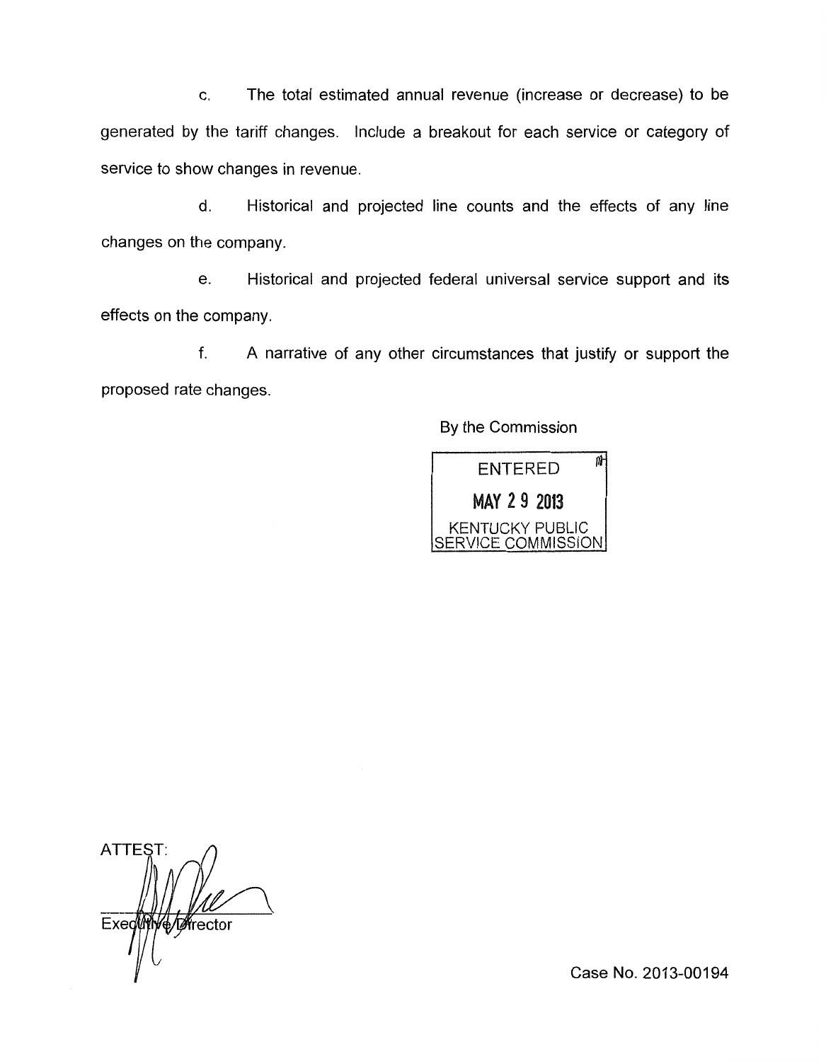c. The total estimated annual revenue (increase or decrease) to be generated by the tariff changes. Include a breakout for each service or category of service to show changes in revenue.

d. Historical and projected line counts and the effects of any line changes on the company.

e. Historical and projected federal universal service support and its effects on the company.

f. A narrative of any other circumstances that justify or support the proposed rate changes.

By the Commission

ENTERED

MAY 29 2013

KENTUCKY PUBLIC SERVICE COMMISSION

ATTEST:

Executive Director

Case No. 2013-00194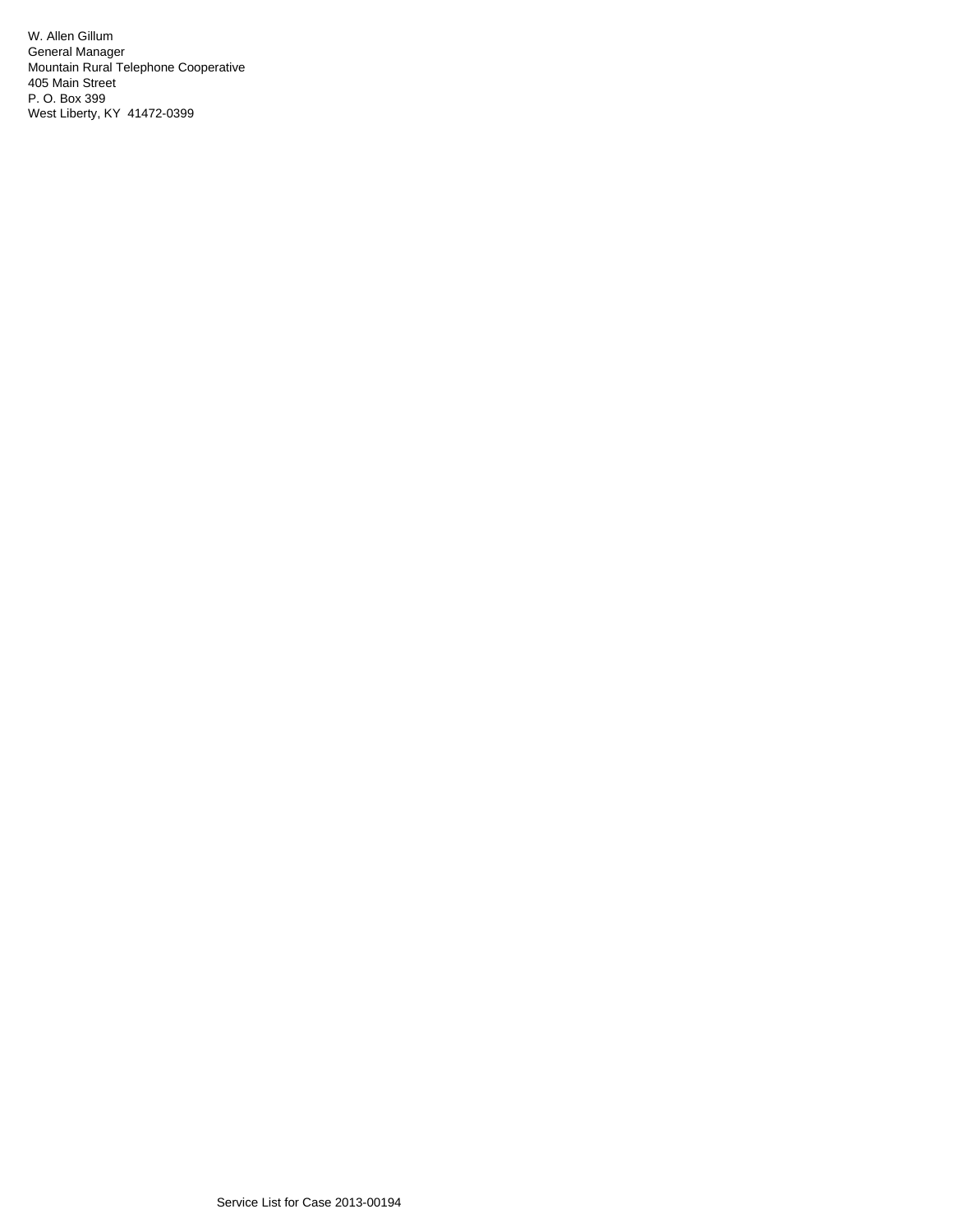W. Allen Gillum
General Manager
Mountain Rural Telephone Cooperative
405 Main Street
P. O. Box 399
West Liberty, KY  41472-0399